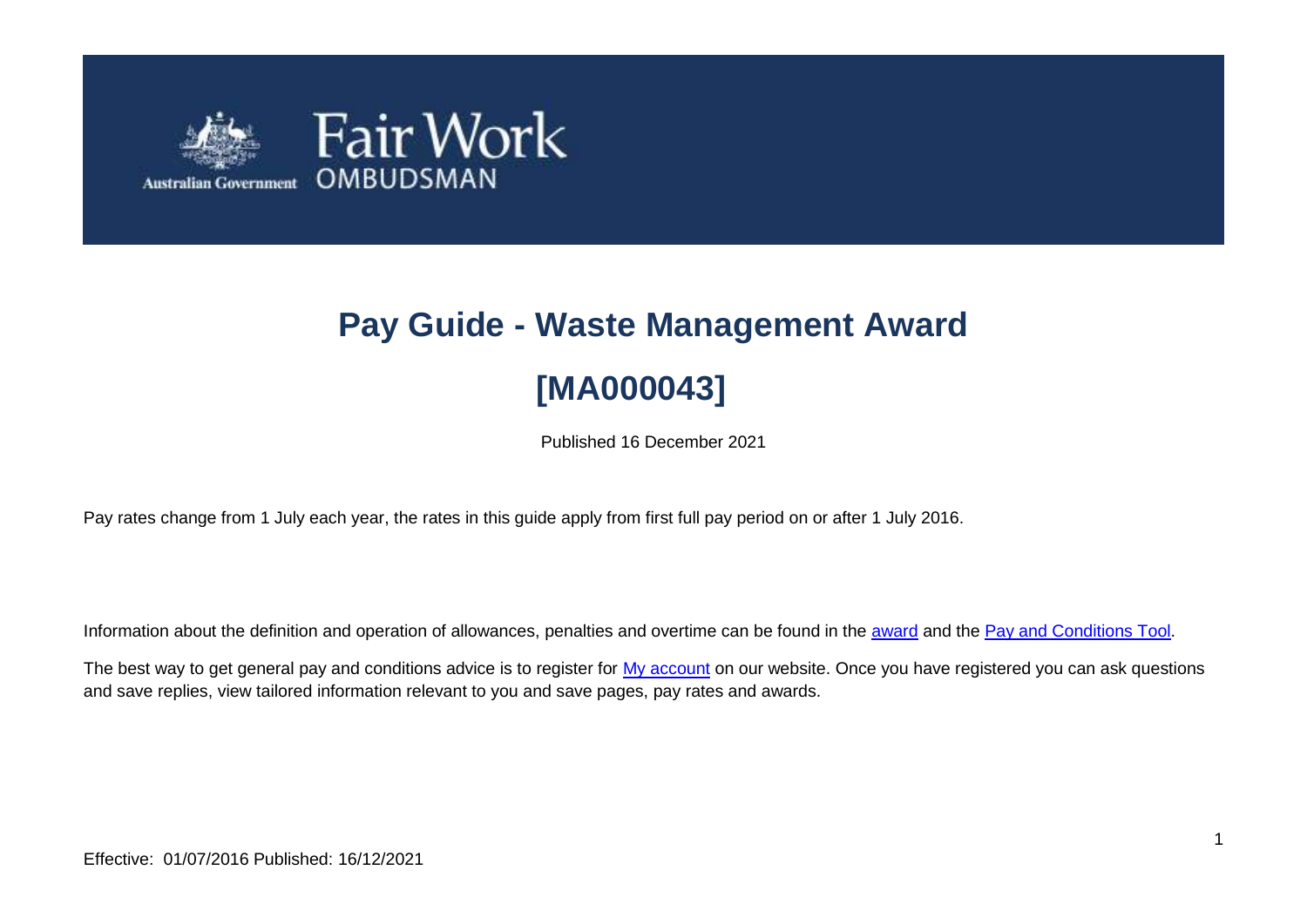Fair Work OMBUDSMAN

Australian Government

# Pay Guide - Waste Management Award

# [MA000043]

Published 16 December 2021

Pay rates change from 1 July each year, the rates in this guide apply from first full pay period on or after 1 July 2016.

Information about the definition and operation of allowances, penalties and overtime can be found in the [award](award) and the [Pay and Conditions Tool](Pay and Conditions Tool).

The best way to get general pay and conditions advice is to register for [My account](My account) on our website. Once you have registered you can ask questions and save replies, view tailored information relevant to you and save pages, pay rates and awards.

Effective: 01/07/2016 Published: 16/12/2021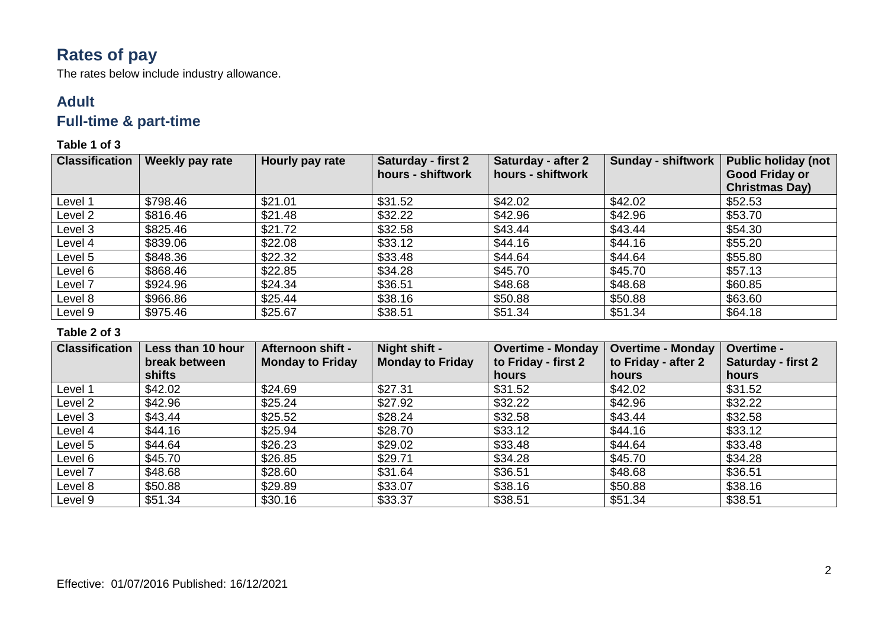# Rates of pay

The rates below include industry allowance.

## Adult

## Full-time & part-time

**Table 1 of 3**

| Classification | Weekly pay rate | Hourly pay rate | Saturday - first 2 hours - shiftwork | Saturday - after 2 hours - shiftwork | Sunday - shiftwork | Public holiday (not Good Friday or Christmas Day) |
|---|---|---|---|---|---|---|
| Level 1 | $798.46 | $21.01 | $31.52 | $42.02 | $42.02 | $52.53 |
| Level 2 | $816.46 | $21.48 | $32.22 | $42.96 | $42.96 | $53.70 |
| Level 3 | $825.46 | $21.72 | $32.58 | $43.44 | $43.44 | $54.30 |
| Level 4 | $839.06 | $22.08 | $33.12 | $44.16 | $44.16 | $55.20 |
| Level 5 | $848.36 | $22.32 | $33.48 | $44.64 | $44.64 | $55.80 |
| Level 6 | $868.46 | $22.85 | $34.28 | $45.70 | $45.70 | $57.13 |
| Level 7 | $924.96 | $24.34 | $36.51 | $48.68 | $48.68 | $60.85 |
| Level 8 | $966.86 | $25.44 | $38.16 | $50.88 | $50.88 | $63.60 |
| Level 9 | $975.46 | $25.67 | $38.51 | $51.34 | $51.34 | $64.18 |

**Table 2 of 3**

| Classification | Less than 10 hour break between shifts | Afternoon shift - Monday to Friday | Night shift - Monday to Friday | Overtime - Monday to Friday - first 2 hours | Overtime - Monday to Friday - after 2 hours | Overtime - Saturday - first 2 hours |
|---|---|---|---|---|---|---|
| Level 1 | $42.02 | $24.69 | $27.31 | $31.52 | $42.02 | $31.52 |
| Level 2 | $42.96 | $25.24 | $27.92 | $32.22 | $42.96 | $32.22 |
| Level 3 | $43.44 | $25.52 | $28.24 | $32.58 | $43.44 | $32.58 |
| Level 4 | $44.16 | $25.94 | $28.70 | $33.12 | $44.16 | $33.12 |
| Level 5 | $44.64 | $26.23 | $29.02 | $33.48 | $44.64 | $33.48 |
| Level 6 | $45.70 | $26.85 | $29.71 | $34.28 | $45.70 | $34.28 |
| Level 7 | $48.68 | $28.60 | $31.64 | $36.51 | $48.68 | $36.51 |
| Level 8 | $50.88 | $29.89 | $33.07 | $38.16 | $50.88 | $38.16 |
| Level 9 | $51.34 | $30.16 | $33.37 | $38.51 | $51.34 | $38.51 |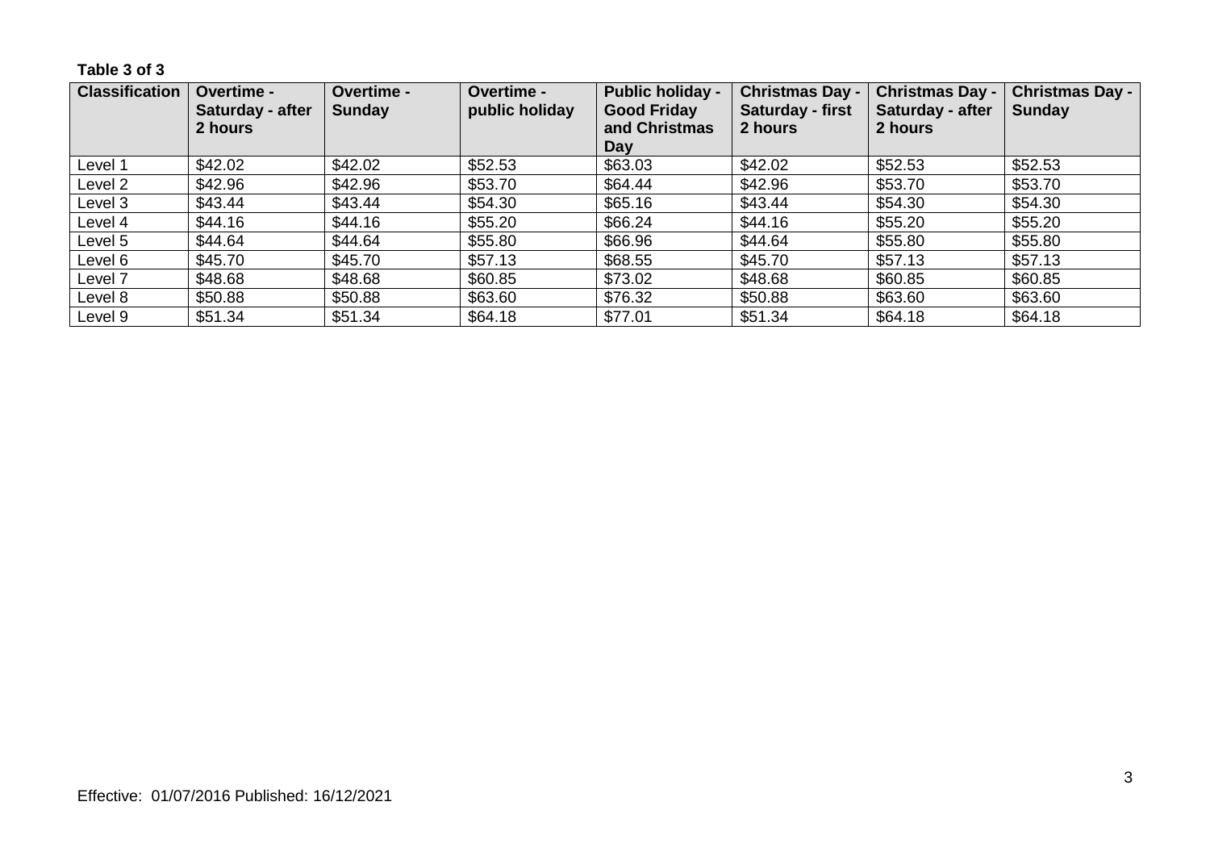**Table 3 of 3**

| Classification | Overtime - Saturday - after 2 hours | Overtime - Sunday | Overtime - public holiday | Public holiday - Good Friday and Christmas Day | Christmas Day - Saturday - first 2 hours | Christmas Day - Saturday - after 2 hours | Christmas Day - Sunday |
|---|---|---|---|---|---|---|---|
| Level 1 | $42.02 | $42.02 | $52.53 | $63.03 | $42.02 | $52.53 | $52.53 |
| Level 2 | $42.96 | $42.96 | $53.70 | $64.44 | $42.96 | $53.70 | $53.70 |
| Level 3 | $43.44 | $43.44 | $54.30 | $65.16 | $43.44 | $54.30 | $54.30 |
| Level 4 | $44.16 | $44.16 | $55.20 | $66.24 | $44.16 | $55.20 | $55.20 |
| Level 5 | $44.64 | $44.64 | $55.80 | $66.96 | $44.64 | $55.80 | $55.80 |
| Level 6 | $45.70 | $45.70 | $57.13 | $68.55 | $45.70 | $57.13 | $57.13 |
| Level 7 | $48.68 | $48.68 | $60.85 | $73.02 | $48.68 | $60.85 | $60.85 |
| Level 8 | $50.88 | $50.88 | $63.60 | $76.32 | $50.88 | $63.60 | $63.60 |
| Level 9 | $51.34 | $51.34 | $64.18 | $77.01 | $51.34 | $64.18 | $64.18 |

Effective: 01/07/2016 Published: 16/12/2021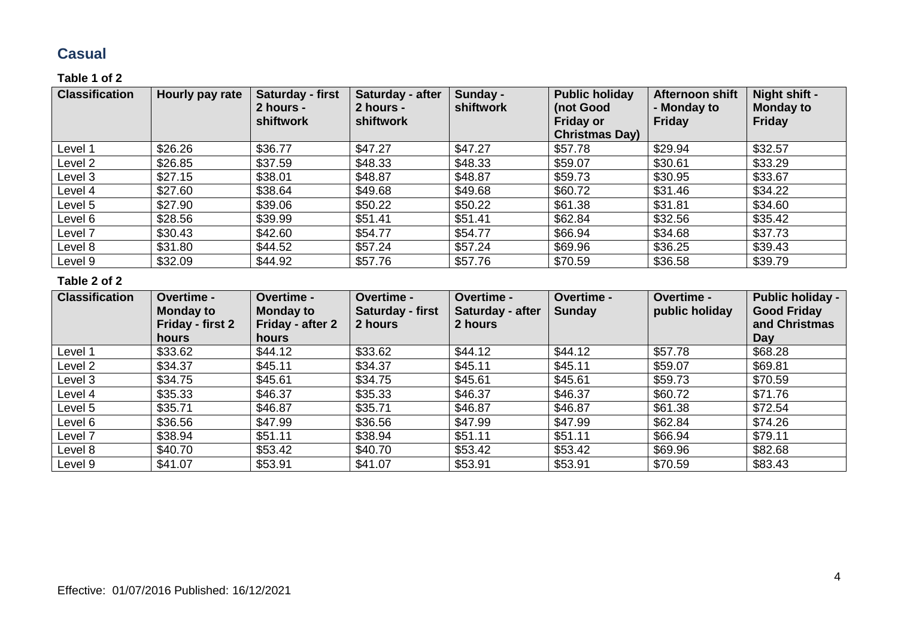## Casual

**Table 1 of 2**

| Classification | Hourly pay rate | Saturday - first 2 hours - shiftwork | Saturday - after 2 hours - shiftwork | Sunday - shiftwork | Public holiday (not Good Friday or Christmas Day) | Afternoon shift - Monday to Friday | Night shift - Monday to Friday |
|---|---|---|---|---|---|---|---|
| Level 1 | $26.26 | $36.77 | $47.27 | $47.27 | $57.78 | $29.94 | $32.57 |
| Level 2 | $26.85 | $37.59 | $48.33 | $48.33 | $59.07 | $30.61 | $33.29 |
| Level 3 | $27.15 | $38.01 | $48.87 | $48.87 | $59.73 | $30.95 | $33.67 |
| Level 4 | $27.60 | $38.64 | $49.68 | $49.68 | $60.72 | $31.46 | $34.22 |
| Level 5 | $27.90 | $39.06 | $50.22 | $50.22 | $61.38 | $31.81 | $34.60 |
| Level 6 | $28.56 | $39.99 | $51.41 | $51.41 | $62.84 | $32.56 | $35.42 |
| Level 7 | $30.43 | $42.60 | $54.77 | $54.77 | $66.94 | $34.68 | $37.73 |
| Level 8 | $31.80 | $44.52 | $57.24 | $57.24 | $69.96 | $36.25 | $39.43 |
| Level 9 | $32.09 | $44.92 | $57.76 | $57.76 | $70.59 | $36.58 | $39.79 |

**Table 2 of 2**

| Classification | Overtime - Monday to Friday - first 2 hours | Overtime - Monday to Friday - after 2 hours | Overtime - Saturday - first 2 hours | Overtime - Saturday - after 2 hours | Overtime - Sunday | Overtime - public holiday | Public holiday - Good Friday and Christmas Day |
|---|---|---|---|---|---|---|---|
| Level 1 | $33.62 | $44.12 | $33.62 | $44.12 | $44.12 | $57.78 | $68.28 |
| Level 2 | $34.37 | $45.11 | $34.37 | $45.11 | $45.11 | $59.07 | $69.81 |
| Level 3 | $34.75 | $45.61 | $34.75 | $45.61 | $45.61 | $59.73 | $70.59 |
| Level 4 | $35.33 | $46.37 | $35.33 | $46.37 | $46.37 | $60.72 | $71.76 |
| Level 5 | $35.71 | $46.87 | $35.71 | $46.87 | $46.87 | $61.38 | $72.54 |
| Level 6 | $36.56 | $47.99 | $36.56 | $47.99 | $47.99 | $62.84 | $74.26 |
| Level 7 | $38.94 | $51.11 | $38.94 | $51.11 | $51.11 | $66.94 | $79.11 |
| Level 8 | $40.70 | $53.42 | $40.70 | $53.42 | $53.42 | $69.96 | $82.68 |
| Level 9 | $41.07 | $53.91 | $41.07 | $53.91 | $53.91 | $70.59 | $83.43 |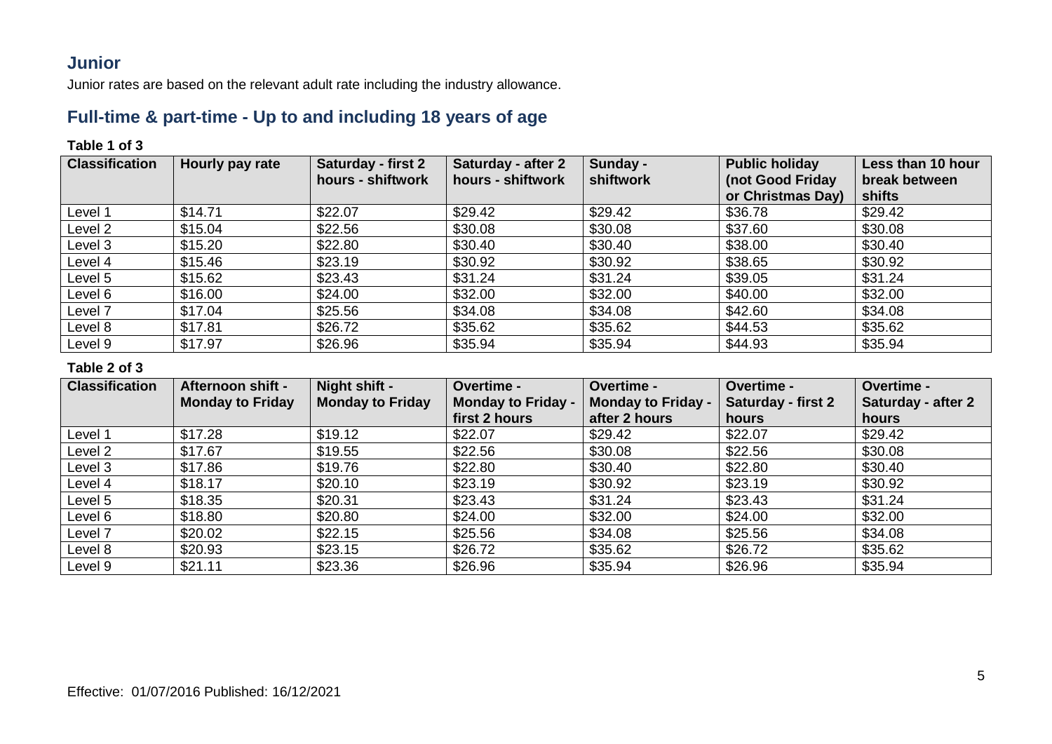## Junior

Junior rates are based on the relevant adult rate including the industry allowance.

## Full-time & part-time - Up to and including 18 years of age

**Table 1 of 3**

| Classification | Hourly pay rate | Saturday - first 2 hours - shiftwork | Saturday - after 2 hours - shiftwork | Sunday - shiftwork | Public holiday (not Good Friday or Christmas Day) | Less than 10 hour break between shifts |
|---|---|---|---|---|---|---|
| Level 1 | $14.71 | $22.07 | $29.42 | $29.42 | $36.78 | $29.42 |
| Level 2 | $15.04 | $22.56 | $30.08 | $30.08 | $37.60 | $30.08 |
| Level 3 | $15.20 | $22.80 | $30.40 | $30.40 | $38.00 | $30.40 |
| Level 4 | $15.46 | $23.19 | $30.92 | $30.92 | $38.65 | $30.92 |
| Level 5 | $15.62 | $23.43 | $31.24 | $31.24 | $39.05 | $31.24 |
| Level 6 | $16.00 | $24.00 | $32.00 | $32.00 | $40.00 | $32.00 |
| Level 7 | $17.04 | $25.56 | $34.08 | $34.08 | $42.60 | $34.08 |
| Level 8 | $17.81 | $26.72 | $35.62 | $35.62 | $44.53 | $35.62 |
| Level 9 | $17.97 | $26.96 | $35.94 | $35.94 | $44.93 | $35.94 |

**Table 2 of 3**

| Classification | Afternoon shift - Monday to Friday | Night shift - Monday to Friday | Overtime - Monday to Friday - first 2 hours | Overtime - Monday to Friday - after 2 hours | Overtime - Saturday - first 2 hours | Overtime - Saturday - after 2 hours |
|---|---|---|---|---|---|---|
| Level 1 | $17.28 | $19.12 | $22.07 | $29.42 | $22.07 | $29.42 |
| Level 2 | $17.67 | $19.55 | $22.56 | $30.08 | $22.56 | $30.08 |
| Level 3 | $17.86 | $19.76 | $22.80 | $30.40 | $22.80 | $30.40 |
| Level 4 | $18.17 | $20.10 | $23.19 | $30.92 | $23.19 | $30.92 |
| Level 5 | $18.35 | $20.31 | $23.43 | $31.24 | $23.43 | $31.24 |
| Level 6 | $18.80 | $20.80 | $24.00 | $32.00 | $24.00 | $32.00 |
| Level 7 | $20.02 | $22.15 | $25.56 | $34.08 | $25.56 | $34.08 |
| Level 8 | $20.93 | $23.15 | $26.72 | $35.62 | $26.72 | $35.62 |
| Level 9 | $21.11 | $23.36 | $26.96 | $35.94 | $26.96 | $35.94 |

Effective: 01/07/2016 Published: 16/12/2021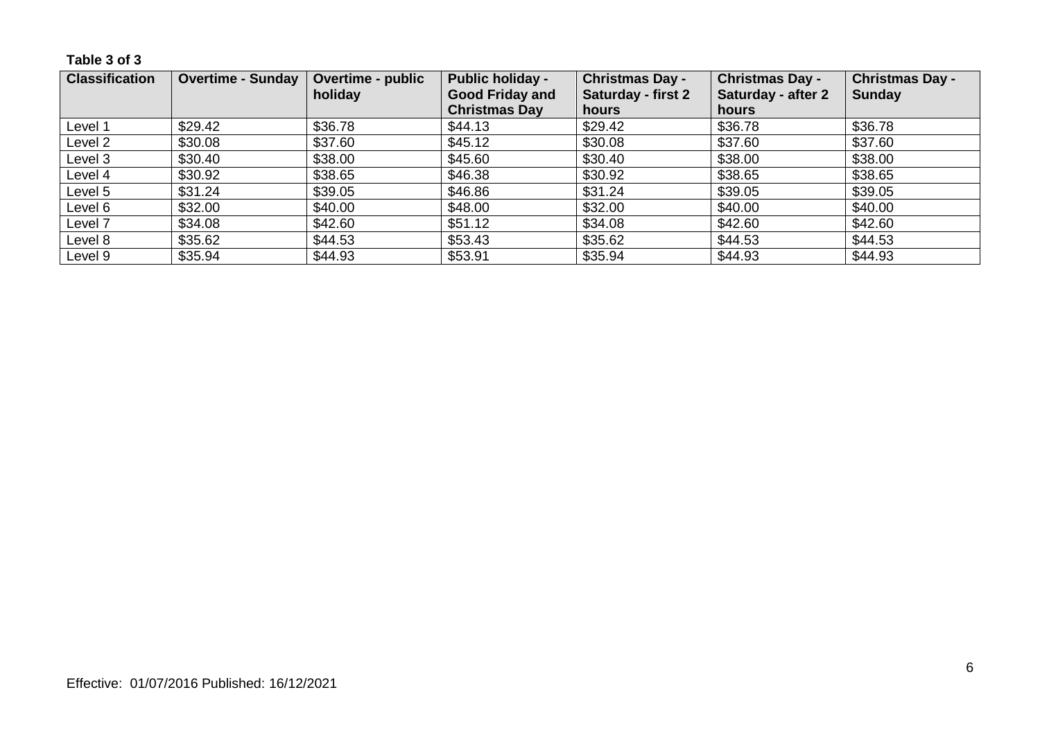**Table 3 of 3**

| Classification | Overtime - Sunday | Overtime - public holiday | Public holiday - Good Friday and Christmas Day | Christmas Day - Saturday - first 2 hours | Christmas Day - Saturday - after 2 hours | Christmas Day - Sunday |
|---|---|---|---|---|---|---|
| Level 1 | $29.42 | $36.78 | $44.13 | $29.42 | $36.78 | $36.78 |
| Level 2 | $30.08 | $37.60 | $45.12 | $30.08 | $37.60 | $37.60 |
| Level 3 | $30.40 | $38.00 | $45.60 | $30.40 | $38.00 | $38.00 |
| Level 4 | $30.92 | $38.65 | $46.38 | $30.92 | $38.65 | $38.65 |
| Level 5 | $31.24 | $39.05 | $46.86 | $31.24 | $39.05 | $39.05 |
| Level 6 | $32.00 | $40.00 | $48.00 | $32.00 | $40.00 | $40.00 |
| Level 7 | $34.08 | $42.60 | $51.12 | $34.08 | $42.60 | $42.60 |
| Level 8 | $35.62 | $44.53 | $53.43 | $35.62 | $44.53 | $44.53 |
| Level 9 | $35.94 | $44.93 | $53.91 | $35.94 | $44.93 | $44.93 |

Effective: 01/07/2016 Published: 16/12/2021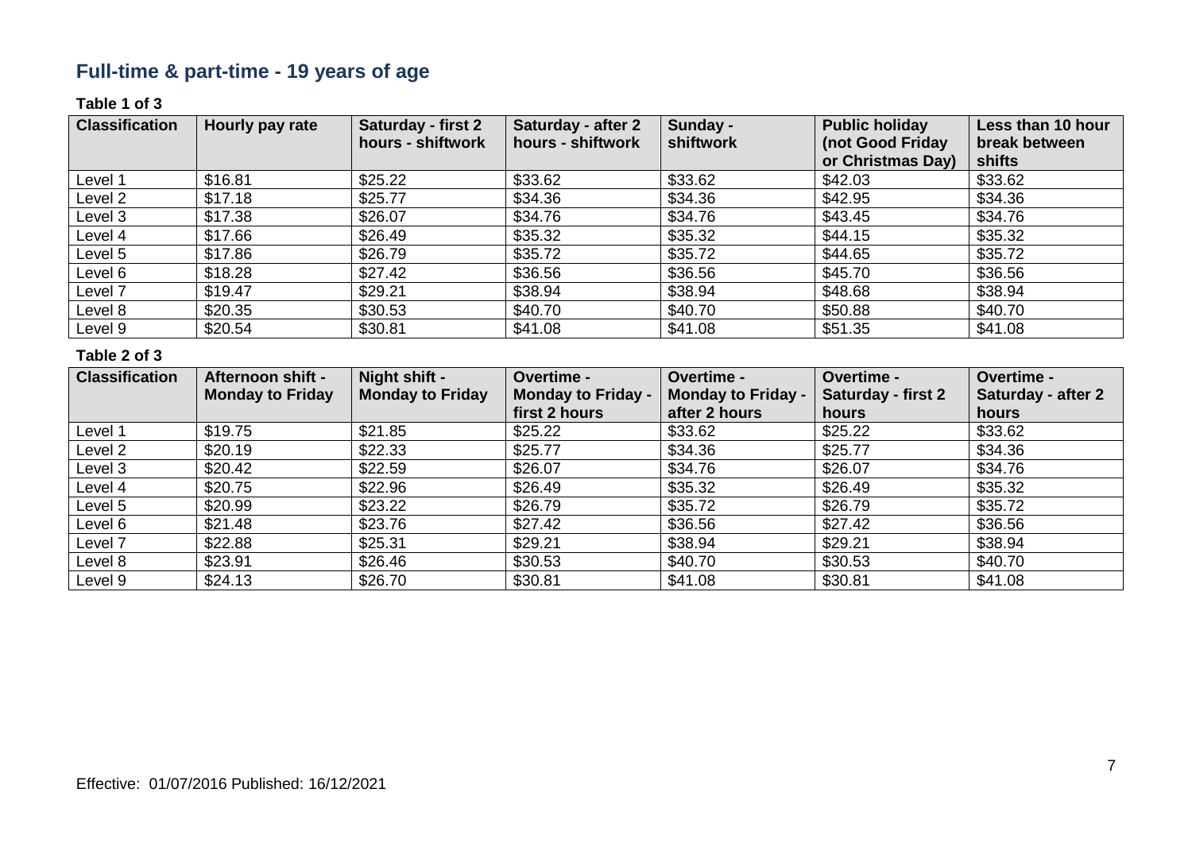## Full-time & part-time - 19 years of age

**Table 1 of 3**

| Classification | Hourly pay rate | Saturday - first 2 hours - shiftwork | Saturday - after 2 hours - shiftwork | Sunday - shiftwork | Public holiday (not Good Friday or Christmas Day) | Less than 10 hour break between shifts |
|---|---|---|---|---|---|---|
| Level 1 | $16.81 | $25.22 | $33.62 | $33.62 | $42.03 | $33.62 |
| Level 2 | $17.18 | $25.77 | $34.36 | $34.36 | $42.95 | $34.36 |
| Level 3 | $17.38 | $26.07 | $34.76 | $34.76 | $43.45 | $34.76 |
| Level 4 | $17.66 | $26.49 | $35.32 | $35.32 | $44.15 | $35.32 |
| Level 5 | $17.86 | $26.79 | $35.72 | $35.72 | $44.65 | $35.72 |
| Level 6 | $18.28 | $27.42 | $36.56 | $36.56 | $45.70 | $36.56 |
| Level 7 | $19.47 | $29.21 | $38.94 | $38.94 | $48.68 | $38.94 |
| Level 8 | $20.35 | $30.53 | $40.70 | $40.70 | $50.88 | $40.70 |
| Level 9 | $20.54 | $30.81 | $41.08 | $41.08 | $51.35 | $41.08 |

**Table 2 of 3**

| Classification | Afternoon shift - Monday to Friday | Night shift - Monday to Friday | Overtime - Monday to Friday - first 2 hours | Overtime - Monday to Friday - after 2 hours | Overtime - Saturday - first 2 hours | Overtime - Saturday - after 2 hours |
|---|---|---|---|---|---|---|
| Level 1 | $19.75 | $21.85 | $25.22 | $33.62 | $25.22 | $33.62 |
| Level 2 | $20.19 | $22.33 | $25.77 | $34.36 | $25.77 | $34.36 |
| Level 3 | $20.42 | $22.59 | $26.07 | $34.76 | $26.07 | $34.76 |
| Level 4 | $20.75 | $22.96 | $26.49 | $35.32 | $26.49 | $35.32 |
| Level 5 | $20.99 | $23.22 | $26.79 | $35.72 | $26.79 | $35.72 |
| Level 6 | $21.48 | $23.76 | $27.42 | $36.56 | $27.42 | $36.56 |
| Level 7 | $22.88 | $25.31 | $29.21 | $38.94 | $29.21 | $38.94 |
| Level 8 | $23.91 | $26.46 | $30.53 | $40.70 | $30.53 | $40.70 |
| Level 9 | $24.13 | $26.70 | $30.81 | $41.08 | $30.81 | $41.08 |

Effective: 01/07/2016 Published: 16/12/2021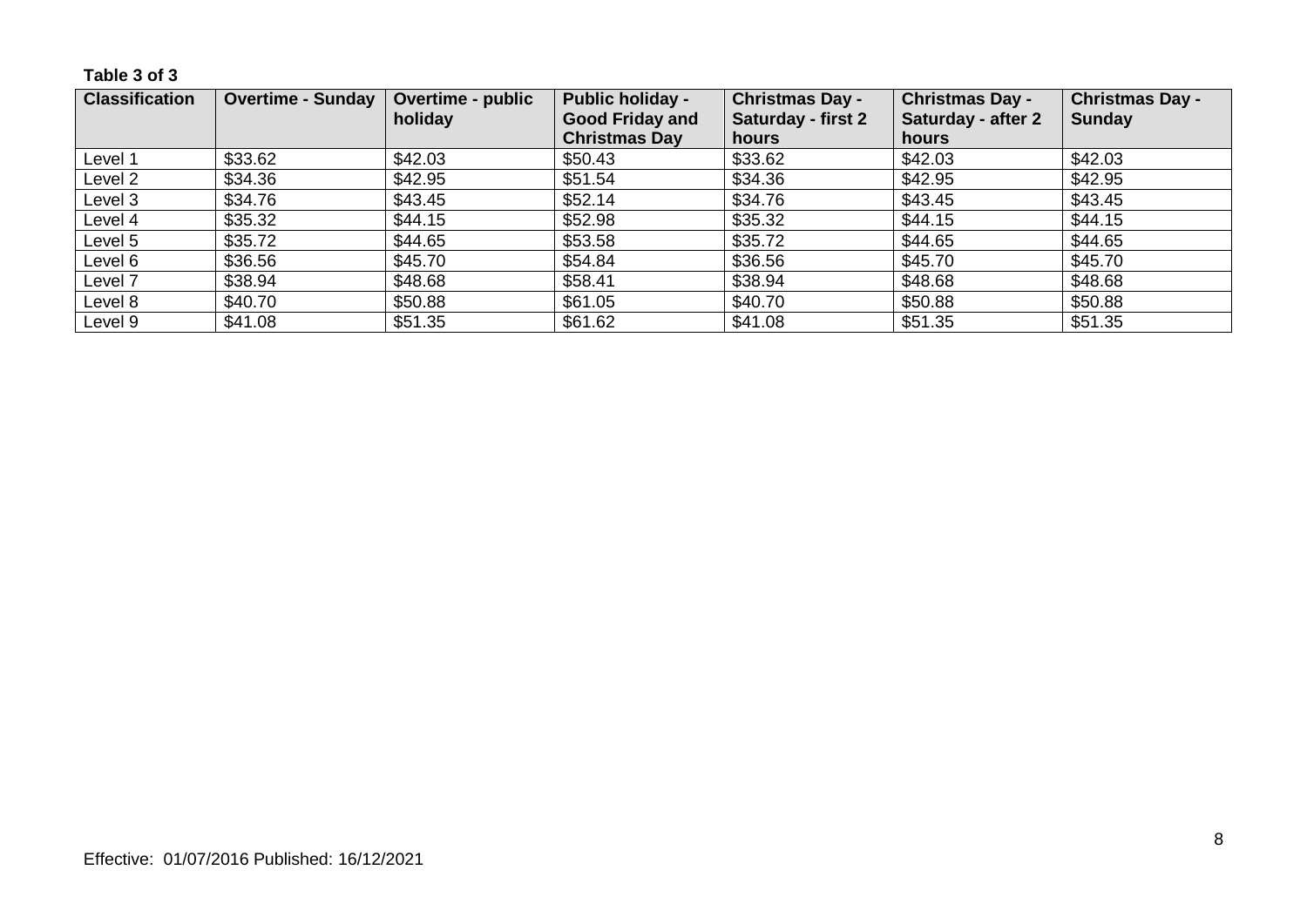**Table 3 of 3**

| Classification | Overtime - Sunday | Overtime - public holiday | Public holiday - Good Friday and Christmas Day | Christmas Day - Saturday - first 2 hours | Christmas Day - Saturday - after 2 hours | Christmas Day - Sunday |
|---|---|---|---|---|---|---|
| Level 1 | $33.62 | $42.03 | $50.43 | $33.62 | $42.03 | $42.03 |
| Level 2 | $34.36 | $42.95 | $51.54 | $34.36 | $42.95 | $42.95 |
| Level 3 | $34.76 | $43.45 | $52.14 | $34.76 | $43.45 | $43.45 |
| Level 4 | $35.32 | $44.15 | $52.98 | $35.32 | $44.15 | $44.15 |
| Level 5 | $35.72 | $44.65 | $53.58 | $35.72 | $44.65 | $44.65 |
| Level 6 | $36.56 | $45.70 | $54.84 | $36.56 | $45.70 | $45.70 |
| Level 7 | $38.94 | $48.68 | $58.41 | $38.94 | $48.68 | $48.68 |
| Level 8 | $40.70 | $50.88 | $61.05 | $40.70 | $50.88 | $50.88 |
| Level 9 | $41.08 | $51.35 | $61.62 | $41.08 | $51.35 | $51.35 |

Effective: 01/07/2016 Published: 16/12/2021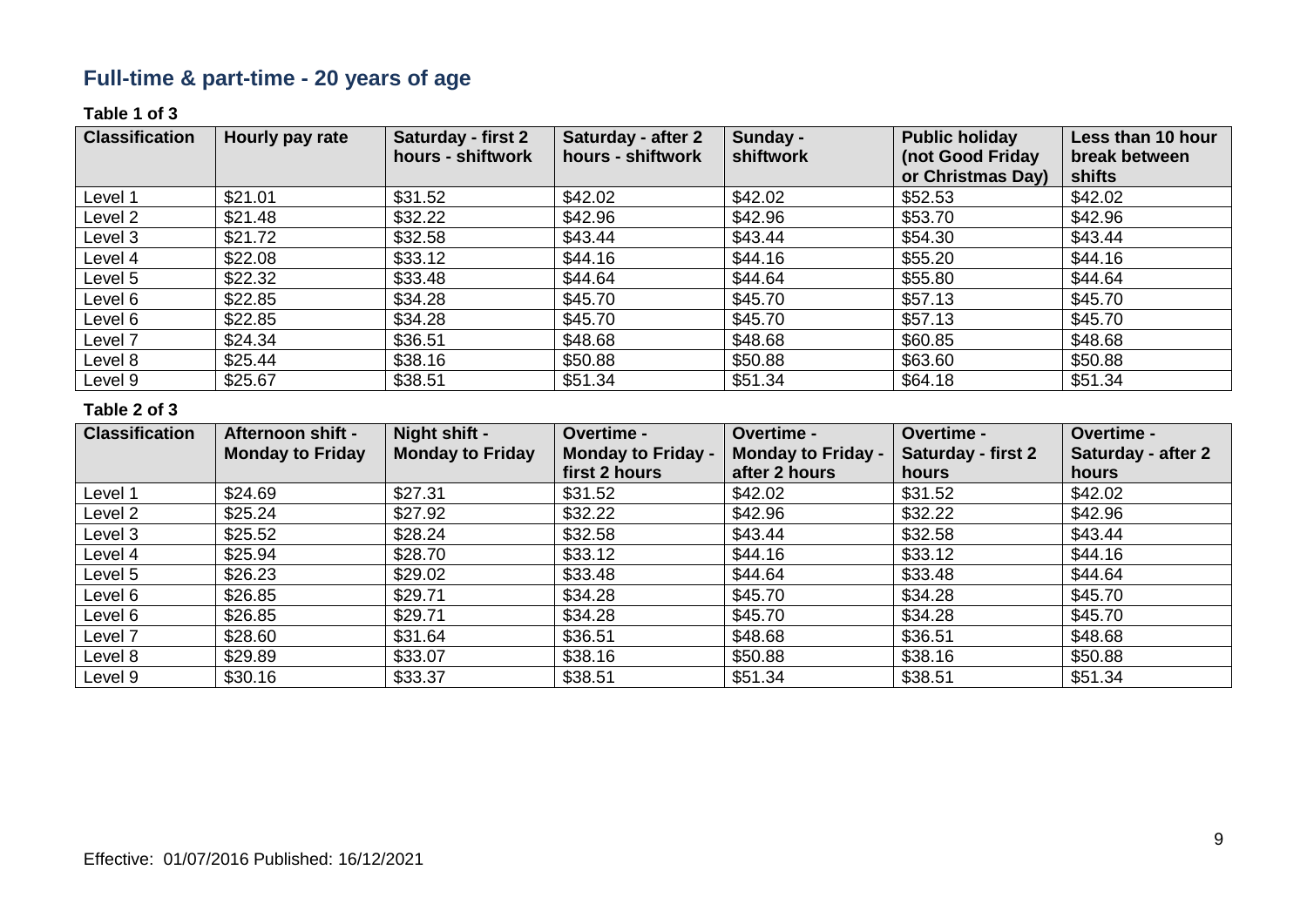## Full-time & part-time - 20 years of age

**Table 1 of 3**

| Classification | Hourly pay rate | Saturday - first 2 hours - shiftwork | Saturday - after 2 hours - shiftwork | Sunday - shiftwork | Public holiday (not Good Friday or Christmas Day) | Less than 10 hour break between shifts |
|---|---|---|---|---|---|---|
| Level 1 | $21.01 | $31.52 | $42.02 | $42.02 | $52.53 | $42.02 |
| Level 2 | $21.48 | $32.22 | $42.96 | $42.96 | $53.70 | $42.96 |
| Level 3 | $21.72 | $32.58 | $43.44 | $43.44 | $54.30 | $43.44 |
| Level 4 | $22.08 | $33.12 | $44.16 | $44.16 | $55.20 | $44.16 |
| Level 5 | $22.32 | $33.48 | $44.64 | $44.64 | $55.80 | $44.64 |
| Level 6 | $22.85 | $34.28 | $45.70 | $45.70 | $57.13 | $45.70 |
| Level 6 | $22.85 | $34.28 | $45.70 | $45.70 | $57.13 | $45.70 |
| Level 7 | $24.34 | $36.51 | $48.68 | $48.68 | $60.85 | $48.68 |
| Level 8 | $25.44 | $38.16 | $50.88 | $50.88 | $63.60 | $50.88 |
| Level 9 | $25.67 | $38.51 | $51.34 | $51.34 | $64.18 | $51.34 |

**Table 2 of 3**

| Classification | Afternoon shift - Monday to Friday | Night shift - Monday to Friday | Overtime - Monday to Friday - first 2 hours | Overtime - Monday to Friday - after 2 hours | Overtime - Saturday - first 2 hours | Overtime - Saturday - after 2 hours |
|---|---|---|---|---|---|---|
| Level 1 | $24.69 | $27.31 | $31.52 | $42.02 | $31.52 | $42.02 |
| Level 2 | $25.24 | $27.92 | $32.22 | $42.96 | $32.22 | $42.96 |
| Level 3 | $25.52 | $28.24 | $32.58 | $43.44 | $32.58 | $43.44 |
| Level 4 | $25.94 | $28.70 | $33.12 | $44.16 | $33.12 | $44.16 |
| Level 5 | $26.23 | $29.02 | $33.48 | $44.64 | $33.48 | $44.64 |
| Level 6 | $26.85 | $29.71 | $34.28 | $45.70 | $34.28 | $45.70 |
| Level 6 | $26.85 | $29.71 | $34.28 | $45.70 | $34.28 | $45.70 |
| Level 7 | $28.60 | $31.64 | $36.51 | $48.68 | $36.51 | $48.68 |
| Level 8 | $29.89 | $33.07 | $38.16 | $50.88 | $38.16 | $50.88 |
| Level 9 | $30.16 | $33.37 | $38.51 | $51.34 | $38.51 | $51.34 |

Effective: 01/07/2016 Published: 16/12/2021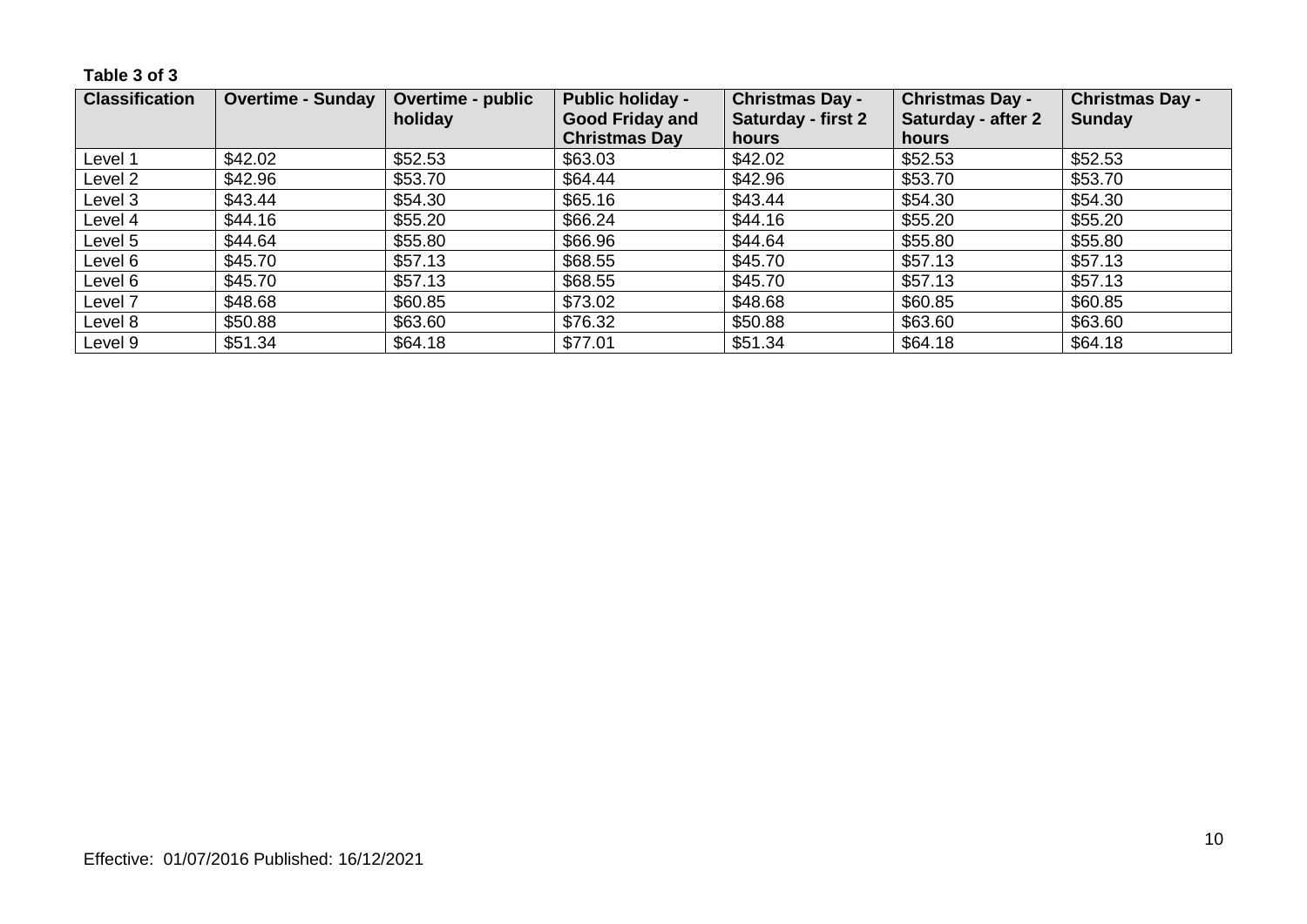**Table 3 of 3**

| Classification | Overtime - Sunday | Overtime - public holiday | Public holiday - Good Friday and Christmas Day | Christmas Day - Saturday - first 2 hours | Christmas Day - Saturday - after 2 hours | Christmas Day - Sunday |
|---|---|---|---|---|---|---|
| Level 1 | $42.02 | $52.53 | $63.03 | $42.02 | $52.53 | $52.53 |
| Level 2 | $42.96 | $53.70 | $64.44 | $42.96 | $53.70 | $53.70 |
| Level 3 | $43.44 | $54.30 | $65.16 | $43.44 | $54.30 | $54.30 |
| Level 4 | $44.16 | $55.20 | $66.24 | $44.16 | $55.20 | $55.20 |
| Level 5 | $44.64 | $55.80 | $66.96 | $44.64 | $55.80 | $55.80 |
| Level 6 | $45.70 | $57.13 | $68.55 | $45.70 | $57.13 | $57.13 |
| Level 6 | $45.70 | $57.13 | $68.55 | $45.70 | $57.13 | $57.13 |
| Level 7 | $48.68 | $60.85 | $73.02 | $48.68 | $60.85 | $60.85 |
| Level 8 | $50.88 | $63.60 | $76.32 | $50.88 | $63.60 | $63.60 |
| Level 9 | $51.34 | $64.18 | $77.01 | $51.34 | $64.18 | $64.18 |

Effective: 01/07/2016 Published: 16/12/2021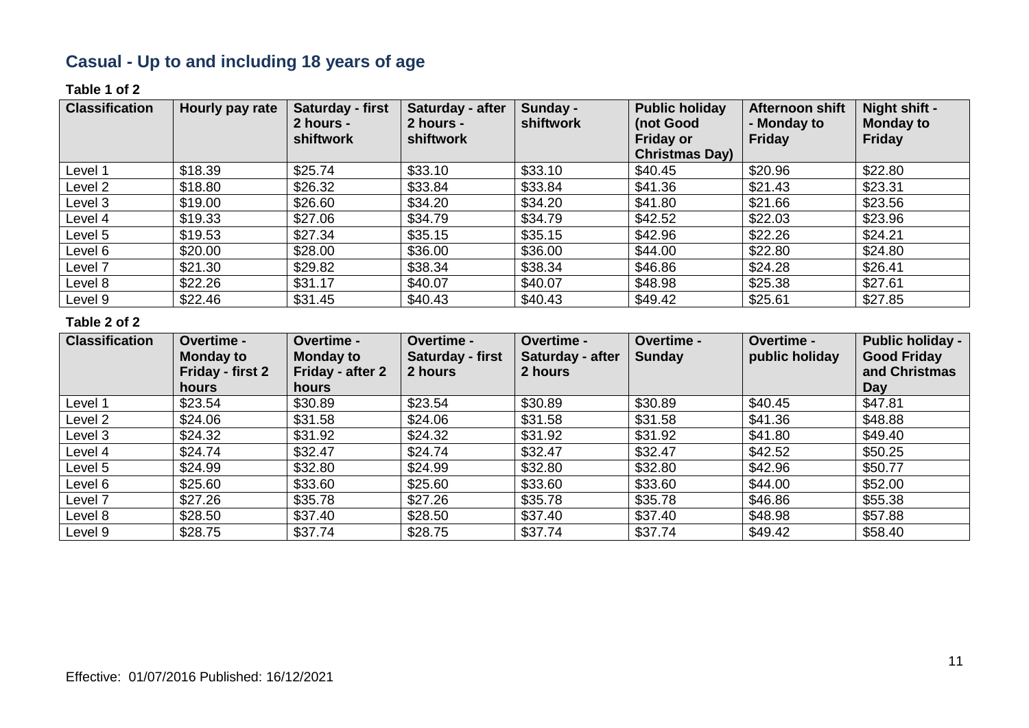## Casual - Up to and including 18 years of age

**Table 1 of 2**

| Classification | Hourly pay rate | Saturday - first 2 hours - shiftwork | Saturday - after 2 hours - shiftwork | Sunday - shiftwork | Public holiday (not Good Friday or Christmas Day) | Afternoon shift - Monday to Friday | Night shift - Monday to Friday |
|---|---|---|---|---|---|---|---|
| Level 1 | $18.39 | $25.74 | $33.10 | $33.10 | $40.45 | $20.96 | $22.80 |
| Level 2 | $18.80 | $26.32 | $33.84 | $33.84 | $41.36 | $21.43 | $23.31 |
| Level 3 | $19.00 | $26.60 | $34.20 | $34.20 | $41.80 | $21.66 | $23.56 |
| Level 4 | $19.33 | $27.06 | $34.79 | $34.79 | $42.52 | $22.03 | $23.96 |
| Level 5 | $19.53 | $27.34 | $35.15 | $35.15 | $42.96 | $22.26 | $24.21 |
| Level 6 | $20.00 | $28.00 | $36.00 | $36.00 | $44.00 | $22.80 | $24.80 |
| Level 7 | $21.30 | $29.82 | $38.34 | $38.34 | $46.86 | $24.28 | $26.41 |
| Level 8 | $22.26 | $31.17 | $40.07 | $40.07 | $48.98 | $25.38 | $27.61 |
| Level 9 | $22.46 | $31.45 | $40.43 | $40.43 | $49.42 | $25.61 | $27.85 |

**Table 2 of 2**

| Classification | Overtime - Monday to Friday - first 2 hours | Overtime - Monday to Friday - after 2 hours | Overtime - Saturday - first 2 hours | Overtime - Saturday - after 2 hours | Overtime - Sunday | Overtime - public holiday | Public holiday - Good Friday and Christmas Day |
|---|---|---|---|---|---|---|---|
| Level 1 | $23.54 | $30.89 | $23.54 | $30.89 | $30.89 | $40.45 | $47.81 |
| Level 2 | $24.06 | $31.58 | $24.06 | $31.58 | $31.58 | $41.36 | $48.88 |
| Level 3 | $24.32 | $31.92 | $24.32 | $31.92 | $31.92 | $41.80 | $49.40 |
| Level 4 | $24.74 | $32.47 | $24.74 | $32.47 | $32.47 | $42.52 | $50.25 |
| Level 5 | $24.99 | $32.80 | $24.99 | $32.80 | $32.80 | $42.96 | $50.77 |
| Level 6 | $25.60 | $33.60 | $25.60 | $33.60 | $33.60 | $44.00 | $52.00 |
| Level 7 | $27.26 | $35.78 | $27.26 | $35.78 | $35.78 | $46.86 | $55.38 |
| Level 8 | $28.50 | $37.40 | $28.50 | $37.40 | $37.40 | $48.98 | $57.88 |
| Level 9 | $28.75 | $37.74 | $28.75 | $37.74 | $37.74 | $49.42 | $58.40 |

Effective: 01/07/2016 Published: 16/12/2021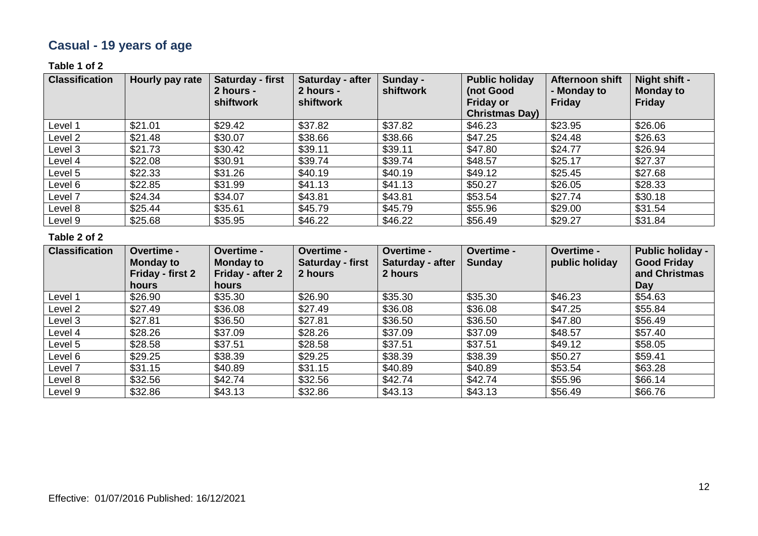## Casual - 19 years of age

**Table 1 of 2**

| Classification | Hourly pay rate | Saturday - first 2 hours - shiftwork | Saturday - after 2 hours - shiftwork | Sunday - shiftwork | Public holiday (not Good Friday or Christmas Day) | Afternoon shift - Monday to Friday | Night shift - Monday to Friday |
|---|---|---|---|---|---|---|---|
| Level 1 | $21.01 | $29.42 | $37.82 | $37.82 | $46.23 | $23.95 | $26.06 |
| Level 2 | $21.48 | $30.07 | $38.66 | $38.66 | $47.25 | $24.48 | $26.63 |
| Level 3 | $21.73 | $30.42 | $39.11 | $39.11 | $47.80 | $24.77 | $26.94 |
| Level 4 | $22.08 | $30.91 | $39.74 | $39.74 | $48.57 | $25.17 | $27.37 |
| Level 5 | $22.33 | $31.26 | $40.19 | $40.19 | $49.12 | $25.45 | $27.68 |
| Level 6 | $22.85 | $31.99 | $41.13 | $41.13 | $50.27 | $26.05 | $28.33 |
| Level 7 | $24.34 | $34.07 | $43.81 | $43.81 | $53.54 | $27.74 | $30.18 |
| Level 8 | $25.44 | $35.61 | $45.79 | $45.79 | $55.96 | $29.00 | $31.54 |
| Level 9 | $25.68 | $35.95 | $46.22 | $46.22 | $56.49 | $29.27 | $31.84 |

**Table 2 of 2**

| Classification | Overtime - Monday to Friday - first 2 hours | Overtime - Monday to Friday - after 2 hours | Overtime - Saturday - first 2 hours | Overtime - Saturday - after 2 hours | Overtime - Sunday | Overtime - public holiday | Public holiday - Good Friday and Christmas Day |
|---|---|---|---|---|---|---|---|
| Level 1 | $26.90 | $35.30 | $26.90 | $35.30 | $35.30 | $46.23 | $54.63 |
| Level 2 | $27.49 | $36.08 | $27.49 | $36.08 | $36.08 | $47.25 | $55.84 |
| Level 3 | $27.81 | $36.50 | $27.81 | $36.50 | $36.50 | $47.80 | $56.49 |
| Level 4 | $28.26 | $37.09 | $28.26 | $37.09 | $37.09 | $48.57 | $57.40 |
| Level 5 | $28.58 | $37.51 | $28.58 | $37.51 | $37.51 | $49.12 | $58.05 |
| Level 6 | $29.25 | $38.39 | $29.25 | $38.39 | $38.39 | $50.27 | $59.41 |
| Level 7 | $31.15 | $40.89 | $31.15 | $40.89 | $40.89 | $53.54 | $63.28 |
| Level 8 | $32.56 | $42.74 | $32.56 | $42.74 | $42.74 | $55.96 | $66.14 |
| Level 9 | $32.86 | $43.13 | $32.86 | $43.13 | $43.13 | $56.49 | $66.76 |

Effective: 01/07/2016 Published: 16/12/2021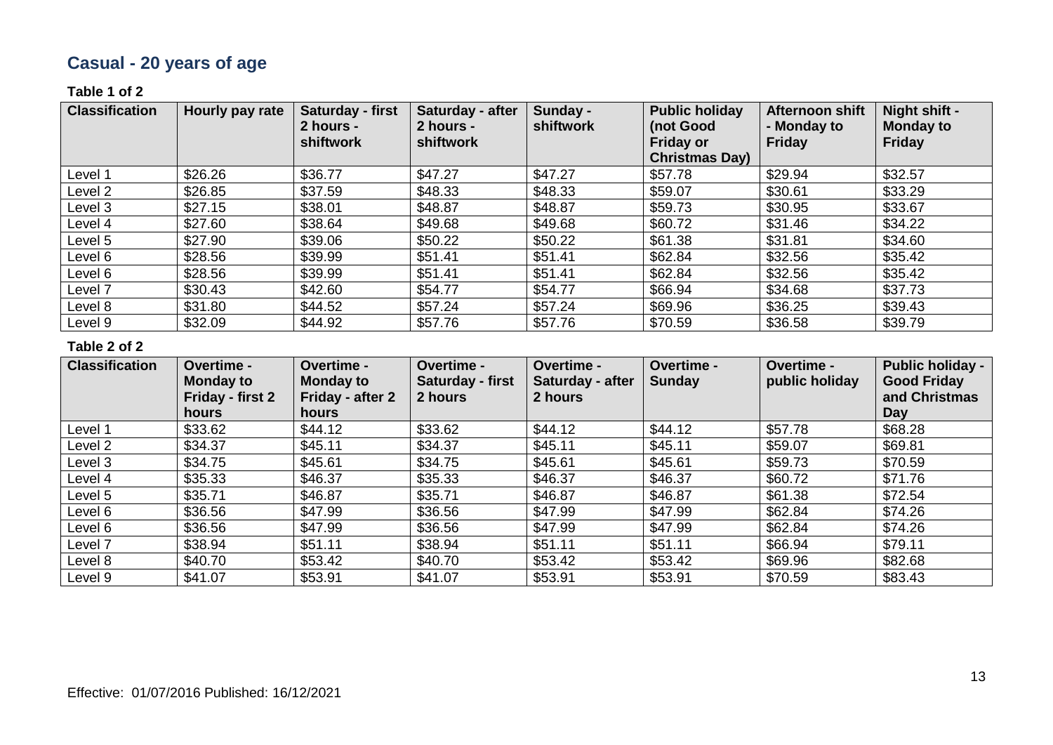## Casual - 20 years of age

**Table 1 of 2**

| Classification | Hourly pay rate | Saturday - first 2 hours - shiftwork | Saturday - after 2 hours - shiftwork | Sunday - shiftwork | Public holiday (not Good Friday or Christmas Day) | Afternoon shift - Monday to Friday | Night shift - Monday to Friday |
|---|---|---|---|---|---|---|---|
| Level 1 | $26.26 | $36.77 | $47.27 | $47.27 | $57.78 | $29.94 | $32.57 |
| Level 2 | $26.85 | $37.59 | $48.33 | $48.33 | $59.07 | $30.61 | $33.29 |
| Level 3 | $27.15 | $38.01 | $48.87 | $48.87 | $59.73 | $30.95 | $33.67 |
| Level 4 | $27.60 | $38.64 | $49.68 | $49.68 | $60.72 | $31.46 | $34.22 |
| Level 5 | $27.90 | $39.06 | $50.22 | $50.22 | $61.38 | $31.81 | $34.60 |
| Level 6 | $28.56 | $39.99 | $51.41 | $51.41 | $62.84 | $32.56 | $35.42 |
| Level 6 | $28.56 | $39.99 | $51.41 | $51.41 | $62.84 | $32.56 | $35.42 |
| Level 7 | $30.43 | $42.60 | $54.77 | $54.77 | $66.94 | $34.68 | $37.73 |
| Level 8 | $31.80 | $44.52 | $57.24 | $57.24 | $69.96 | $36.25 | $39.43 |
| Level 9 | $32.09 | $44.92 | $57.76 | $57.76 | $70.59 | $36.58 | $39.79 |

**Table 2 of 2**

| Classification | Overtime - Monday to Friday - first 2 hours | Overtime - Monday to Friday - after 2 hours | Overtime - Saturday - first 2 hours | Overtime - Saturday - after 2 hours | Overtime - Sunday | Overtime - public holiday | Public holiday - Good Friday and Christmas Day |
|---|---|---|---|---|---|---|---|
| Level 1 | $33.62 | $44.12 | $33.62 | $44.12 | $44.12 | $57.78 | $68.28 |
| Level 2 | $34.37 | $45.11 | $34.37 | $45.11 | $45.11 | $59.07 | $69.81 |
| Level 3 | $34.75 | $45.61 | $34.75 | $45.61 | $45.61 | $59.73 | $70.59 |
| Level 4 | $35.33 | $46.37 | $35.33 | $46.37 | $46.37 | $60.72 | $71.76 |
| Level 5 | $35.71 | $46.87 | $35.71 | $46.87 | $46.87 | $61.38 | $72.54 |
| Level 6 | $36.56 | $47.99 | $36.56 | $47.99 | $47.99 | $62.84 | $74.26 |
| Level 6 | $36.56 | $47.99 | $36.56 | $47.99 | $47.99 | $62.84 | $74.26 |
| Level 7 | $38.94 | $51.11 | $38.94 | $51.11 | $51.11 | $66.94 | $79.11 |
| Level 8 | $40.70 | $53.42 | $40.70 | $53.42 | $53.42 | $69.96 | $82.68 |
| Level 9 | $41.07 | $53.91 | $41.07 | $53.91 | $53.91 | $70.59 | $83.43 |

Effective: 01/07/2016 Published: 16/12/2021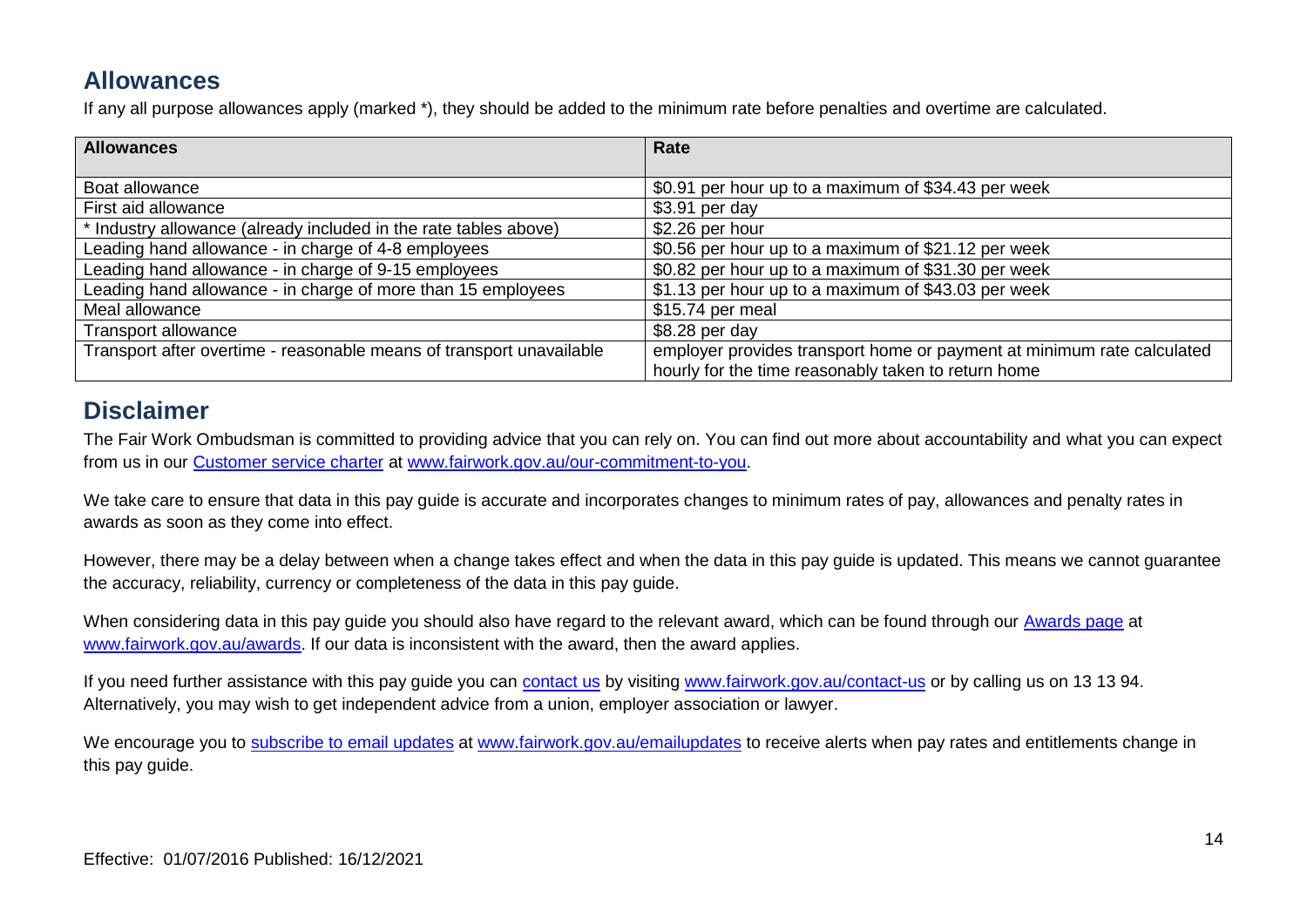## Allowances

If any all purpose allowances apply (marked *), they should be added to the minimum rate before penalties and overtime are calculated.

| Allowances | Rate |
| --- | --- |
| Boat allowance | $0.91 per hour up to a maximum of $34.43 per week |
| First aid allowance | $3.91 per day |
| * Industry allowance (already included in the rate tables above) | $2.26 per hour |
| Leading hand allowance - in charge of 4-8 employees | $0.56 per hour up to a maximum of $21.12 per week |
| Leading hand allowance - in charge of 9-15 employees | $0.82 per hour up to a maximum of $31.30 per week |
| Leading hand allowance - in charge of more than 15 employees | $1.13 per hour up to a maximum of $43.03 per week |
| Meal allowance | $15.74 per meal |
| Transport allowance | $8.28 per day |
| Transport after overtime - reasonable means of transport unavailable | employer provides transport home or payment at minimum rate calculated hourly for the time reasonably taken to return home |

## Disclaimer

The Fair Work Ombudsman is committed to providing advice that you can rely on. You can find out more about accountability and what you can expect from us in our Customer service charter at www.fairwork.gov.au/our-commitment-to-you.

We take care to ensure that data in this pay guide is accurate and incorporates changes to minimum rates of pay, allowances and penalty rates in awards as soon as they come into effect.

However, there may be a delay between when a change takes effect and when the data in this pay guide is updated. This means we cannot guarantee the accuracy, reliability, currency or completeness of the data in this pay guide.

When considering data in this pay guide you should also have regard to the relevant award, which can be found through our Awards page at www.fairwork.gov.au/awards. If our data is inconsistent with the award, then the award applies.

If you need further assistance with this pay guide you can contact us by visiting www.fairwork.gov.au/contact-us or by calling us on 13 13 94. Alternatively, you may wish to get independent advice from a union, employer association or lawyer.

We encourage you to subscribe to email updates at www.fairwork.gov.au/emailupdates to receive alerts when pay rates and entitlements change in this pay guide.

Effective: 01/07/2016 Published: 16/12/2021